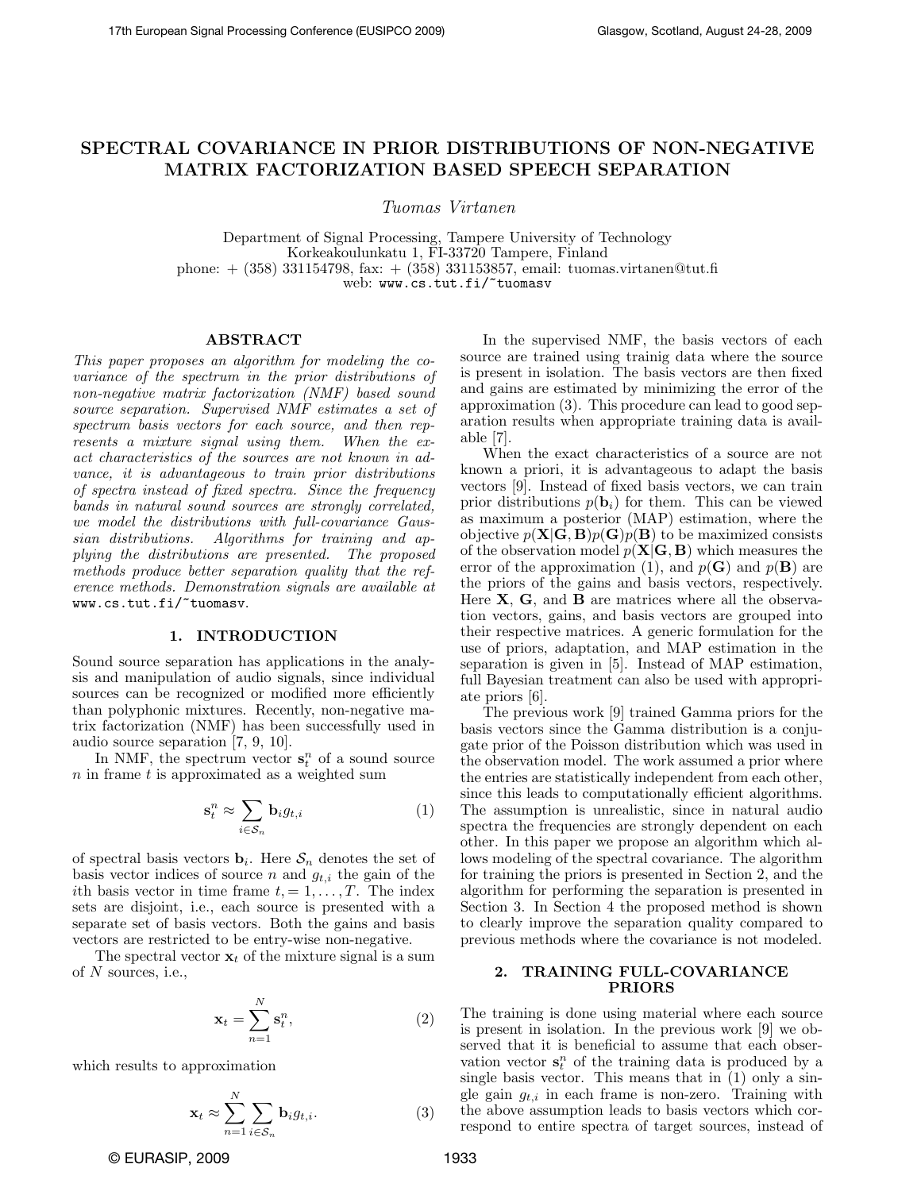# SPECTRAL COVARIANCE IN PRIOR DISTRIBUTIONS OF NON-NEGATIVE MATRIX FACTORIZATION BASED SPEECH SEPARATION

*Tuomas Virtanen*

Department of Signal Processing, Tampere University of Technology
Korkeakoulunkatu 1, FI-33720 Tampere, Finland
phone: + (358) 331154798, fax: + (358) 331153857, email: tuomas.virtanen@tut.fi
web: www.cs.tut.fi/~tuomasv

## ABSTRACT

*This paper proposes an algorithm for modeling the covariance of the spectrum in the prior distributions of non-negative matrix factorization (NMF) based sound source separation. Supervised NMF estimates a set of spectrum basis vectors for each source, and then represents a mixture signal using them. When the exact characteristics of the sources are not known in advance, it is advantageous to train prior distributions of spectra instead of fixed spectra. Since the frequency bands in natural sound sources are strongly correlated, we model the distributions with full-covariance Gaussian distributions. Algorithms for training and applying the distributions are presented. The proposed methods produce better separation quality that the reference methods. Demonstration signals are available at* www.cs.tut.fi/~tuomasv.

## 1. INTRODUCTION

Sound source separation has applications in the analysis and manipulation of audio signals, since individual sources can be recognized or modified more efficiently than polyphonic mixtures. Recently, non-negative matrix factorization (NMF) has been successfully used in audio source separation [7, 9, 10].

In NMF, the spectrum vector $\mathbf{s}_t^n$ of a sound source $n$ in frame $t$ is approximated as a weighted sum

$$\mathbf{s}_t^n \approx \sum_{i \in \mathcal{S}_n} \mathbf{b}_i g_{t,i} \tag{1}$$

of spectral basis vectors $\mathbf{b}_i$. Here $\mathcal{S}_n$ denotes the set of basis vector indices of source $n$ and $g_{t,i}$ the gain of the $i$th basis vector in time frame $t, = 1, \ldots, T$. The index sets are disjoint, i.e., each source is presented with a separate set of basis vectors. Both the gains and basis vectors are restricted to be entry-wise non-negative.

The spectral vector $\mathbf{x}_t$ of the mixture signal is a sum of $N$ sources, i.e.,

$$\mathbf{x}_t = \sum_{n=1}^{N} \mathbf{s}_t^n, \tag{2}$$

which results to approximation

$$\mathbf{x}_t \approx \sum_{n=1}^{N} \sum_{i \in \mathcal{S}_n} \mathbf{b}_i g_{t,i}. \tag{3}$$

In the supervised NMF, the basis vectors of each source are trained using trainig data where the source is present in isolation. The basis vectors are then fixed and gains are estimated by minimizing the error of the approximation (3). This procedure can lead to good separation results when appropriate training data is available [7].

When the exact characteristics of a source are not known a priori, it is advantageous to adapt the basis vectors [9]. Instead of fixed basis vectors, we can train prior distributions $p(\mathbf{b}_i)$ for them. This can be viewed as maximum a posterior (MAP) estimation, where the objective $p(\mathbf{X}|\mathbf{G}, \mathbf{B})p(\mathbf{G})p(\mathbf{B})$ to be maximized consists of the observation model $p(\mathbf{X}|\mathbf{G}, \mathbf{B})$ which measures the error of the approximation (1), and $p(\mathbf{G})$ and $p(\mathbf{B})$ are the priors of the gains and basis vectors, respectively. Here $\mathbf{X}$, $\mathbf{G}$, and $\mathbf{B}$ are matrices where all the observation vectors, gains, and basis vectors are grouped into their respective matrices. A generic formulation for the use of priors, adaptation, and MAP estimation in the separation is given in [5]. Instead of MAP estimation, full Bayesian treatment can also be used with appropriate priors [6].

The previous work [9] trained Gamma priors for the basis vectors since the Gamma distribution is a conjugate prior of the Poisson distribution which was used in the observation model. The work assumed a prior where the entries are statistically independent from each other, since this leads to computationally efficient algorithms. The assumption is unrealistic, since in natural audio spectra the frequencies are strongly dependent on each other. In this paper we propose an algorithm which allows modeling of the spectral covariance. The algorithm for training the priors is presented in Section 2, and the algorithm for performing the separation is presented in Section 3. In Section 4 the proposed method is shown to clearly improve the separation quality compared to previous methods where the covariance is not modeled.

## 2. TRAINING FULL-COVARIANCE PRIORS

The training is done using material where each source is present in isolation. In the previous work [9] we observed that it is beneficial to assume that each observation vector $\mathbf{s}_t^n$ of the training data is produced by a single basis vector. This means that in (1) only a single gain $g_{t,i}$ in each frame is non-zero. Training with the above assumption leads to basis vectors which correspond to entire spectra of target sources, instead of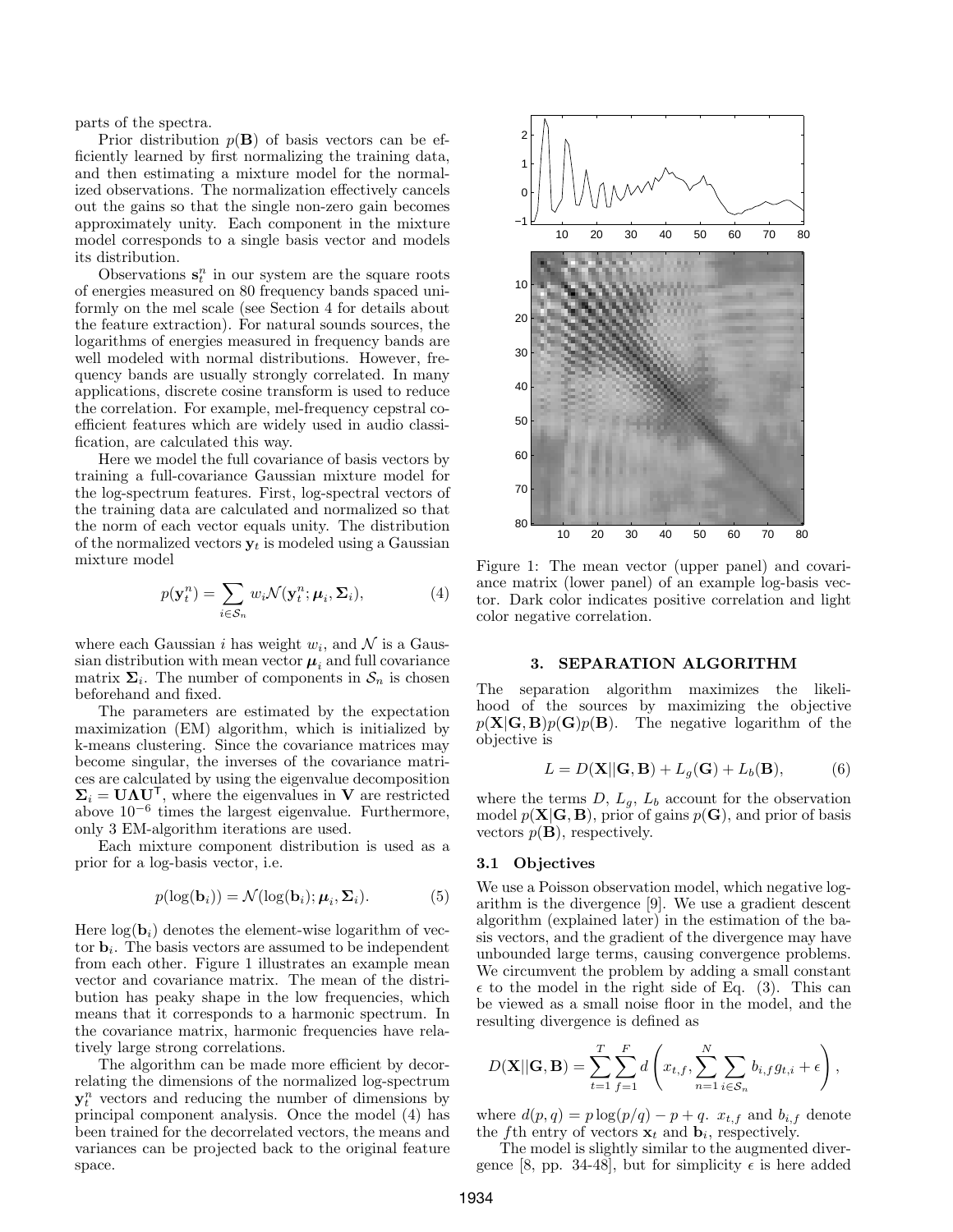parts of the spectra.

Prior distribution $p(\mathbf{B})$ of basis vectors can be efficiently learned by first normalizing the training data, and then estimating a mixture model for the normalized observations. The normalization effectively cancels out the gains so that the single non-zero gain becomes approximately unity. Each component in the mixture model corresponds to a single basis vector and models its distribution.

Observations $\mathbf{s}_t^n$ in our system are the square roots of energies measured on 80 frequency bands spaced uniformly on the mel scale (see Section 4 for details about the feature extraction). For natural sounds sources, the logarithms of energies measured in frequency bands are well modeled with normal distributions. However, frequency bands are usually strongly correlated. In many applications, discrete cosine transform is used to reduce the correlation. For example, mel-frequency cepstral coefficient features which are widely used in audio classification, are calculated this way.

Here we model the full covariance of basis vectors by training a full-covariance Gaussian mixture model for the log-spectrum features. First, log-spectral vectors of the training data are calculated and normalized so that the norm of each vector equals unity. The distribution of the normalized vectors $\mathbf{y}_t$ is modeled using a Gaussian mixture model

$$p(\mathbf{y}_t^n) = \sum_{i \in \mathcal{S}_n} w_i \mathcal{N}(\mathbf{y}_t^n; \boldsymbol{\mu}_i, \boldsymbol{\Sigma}_i), \tag{4}$$

where each Gaussian $i$ has weight $w_i$, and $\mathcal{N}$ is a Gaussian distribution with mean vector $\boldsymbol{\mu}_i$ and full covariance matrix $\boldsymbol{\Sigma}_i$. The number of components in $\mathcal{S}_n$ is chosen beforehand and fixed.

The parameters are estimated by the expectation maximization (EM) algorithm, which is initialized by k-means clustering. Since the covariance matrices may become singular, the inverses of the covariance matrices are calculated by using the eigenvalue decomposition $\boldsymbol{\Sigma}_i = \mathbf{U}\boldsymbol{\Lambda}\mathbf{U}^{\mathsf{T}}$, where the eigenvalues in $\mathbf{V}$ are restricted above $10^{-6}$ times the largest eigenvalue. Furthermore, only 3 EM-algorithm iterations are used.

Each mixture component distribution is used as a prior for a log-basis vector, i.e.

$$p(\log(\mathbf{b}_i)) = \mathcal{N}(\log(\mathbf{b}_i); \boldsymbol{\mu}_i, \boldsymbol{\Sigma}_i). \tag{5}$$

Here $\log(\mathbf{b}_i)$ denotes the element-wise logarithm of vector $\mathbf{b}_i$. The basis vectors are assumed to be independent from each other. Figure 1 illustrates an example mean vector and covariance matrix. The mean of the distribution has peaky shape in the low frequencies, which means that it corresponds to a harmonic spectrum. In the covariance matrix, harmonic frequencies have relatively large strong correlations.

The algorithm can be made more efficient by decorrelating the dimensions of the normalized log-spectrum $\mathbf{y}_t^n$ vectors and reducing the number of dimensions by principal component analysis. Once the model (4) has been trained for the decorrelated vectors, the means and variances can be projected back to the original feature space.

Figure 1: The mean vector (upper panel) and covariance matrix (lower panel) of an example log-basis vector. Dark color indicates positive correlation and light color negative correlation.

## 3. SEPARATION ALGORITHM

The separation algorithm maximizes the likelihood of the sources by maximizing the objective $p(\mathbf{X}|\mathbf{G}, \mathbf{B})p(\mathbf{G})p(\mathbf{B})$. The negative logarithm of the objective is

$$L = D(\mathbf{X}||\mathbf{G}, \mathbf{B}) + L_g(\mathbf{G}) + L_b(\mathbf{B}), \tag{6}$$

where the terms $D$, $L_g$, $L_b$ account for the observation model $p(\mathbf{X}|\mathbf{G}, \mathbf{B})$, prior of gains $p(\mathbf{G})$, and prior of basis vectors $p(\mathbf{B})$, respectively.

### 3.1 Objectives

We use a Poisson observation model, which negative logarithm is the divergence [9]. We use a gradient descent algorithm (explained later) in the estimation of the basis vectors, and the gradient of the divergence may have unbounded large terms, causing convergence problems. We circumvent the problem by adding a small constant $\epsilon$ to the model in the right side of Eq. (3). This can be viewed as a small noise floor in the model, and the resulting divergence is defined as

$$D(\mathbf{X}||\mathbf{G}, \mathbf{B}) = \sum_{t=1}^{T} \sum_{f=1}^{F} d\left(x_{t,f}, \sum_{n=1}^{N} \sum_{i \in \mathcal{S}_n} b_{i,f} g_{t,i} + \epsilon\right),$$

where $d(p, q) = p \log(p/q) - p + q$. $x_{t,f}$ and $b_{i,f}$ denote the $f$th entry of vectors $\mathbf{x}_t$ and $\mathbf{b}_i$, respectively.

The model is slightly similar to the augmented divergence [8, pp. 34-48], but for simplicity $\epsilon$ is here added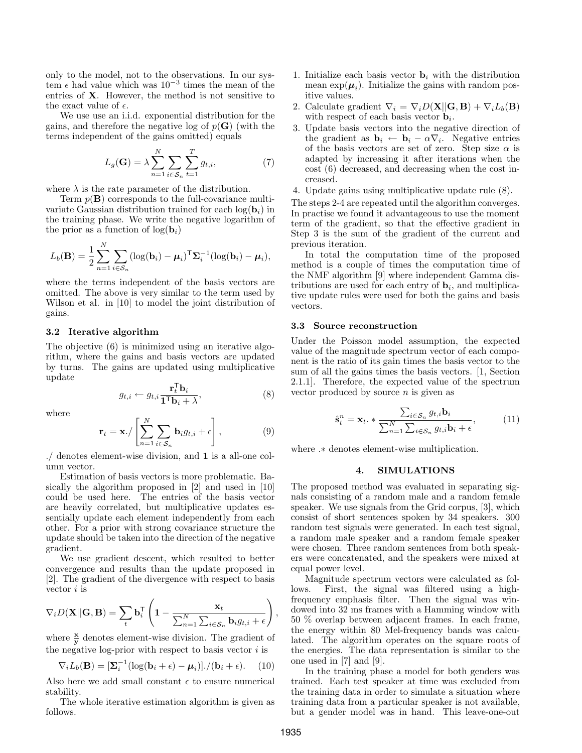only to the model, not to the observations. In our system $\epsilon$ had value which was $10^{-3}$ times the mean of the entries of $\mathbf{X}$. However, the method is not sensitive to the exact value of $\epsilon$.

We use an i.i.d. exponential distribution for the gains, and therefore the negative log of $p(\mathbf{G})$ (with the terms independent of the gains omitted) equals

$$L_g(\mathbf{G}) = \lambda \sum_{n=1}^{N} \sum_{i \in \mathcal{S}_n} \sum_{t=1}^{T} g_{t,i}, \tag{7}$$

where $\lambda$ is the rate parameter of the distribution.

Term $p(\mathbf{B})$ corresponds to the full-covariance multivariate Gaussian distribution trained for each $\log(\mathbf{b}_i)$ in the training phase. We write the negative logarithm of the prior as a function of $\log(\mathbf{b}_i)$

$$L_b(\mathbf{B}) = \frac{1}{2} \sum_{n=1}^{N} \sum_{i \in \mathcal{S}_n} (\log(\mathbf{b}_i) - \boldsymbol{\mu}_i)^{\mathsf{T}} \boldsymbol{\Sigma}_i^{-1} (\log(\mathbf{b}_i) - \boldsymbol{\mu}_i),$$

where the terms independent of the basis vectors are omitted. The above is very similar to the term used by Wilson et al. in [10] to model the joint distribution of gains.

### 3.2 Iterative algorithm

The objective (6) is minimized using an iterative algorithm, where the gains and basis vectors are updated by turns. The gains are updated using multiplicative update

$$g_{t,i} \leftarrow g_{t,i} \frac{\mathbf{r}_t^{\mathsf{T}} \mathbf{b}_i}{\mathbf{1}^{\mathsf{T}} \mathbf{b}_i + \lambda}, \tag{8}$$

where

$$\mathbf{r}_t = \mathbf{x}./\left[\sum_{n=1}^{N} \sum_{i \in \mathcal{S}_n} \mathbf{b}_i g_{t,i} + \epsilon\right], \tag{9}$$

./ denotes element-wise division, and $\mathbf{1}$ is a all-one column vector.

Estimation of basis vectors is more problematic. Basically the algorithm proposed in [2] and used in [10] could be used here. The entries of the basis vector are heavily correlated, but multiplicative updates essentially update each element independently from each other. For a prior with strong covariance structure the update should be taken into the direction of the negative gradient.

We use gradient descent, which resulted to better convergence and results than the update proposed in [2]. The gradient of the divergence with respect to basis vector $i$ is

$$\nabla_i D(\mathbf{X}||\mathbf{G}, \mathbf{B}) = \sum_t \mathbf{b}_i^{\mathsf{T}} \left( \mathbf{1} - \frac{\mathbf{x}_t}{\sum_{n=1}^{N} \sum_{i \in \mathcal{S}_n} \mathbf{b}_i g_{t,i} + \epsilon} \right),$$

where $\frac{\mathbf{x}}{\mathbf{y}}$ denotes element-wise division. The gradient of the negative log-prior with respect to basis vector $i$ is

$$\nabla_i L_b(\mathbf{B}) = [\boldsymbol{\Sigma}_i^{-1} (\log(\mathbf{b}_i + \epsilon) - \boldsymbol{\mu}_i)]./(\mathbf{b}_i + \epsilon). \tag{10}$$

Also here we add small constant $\epsilon$ to ensure numerical stability.

The whole iterative estimation algorithm is given as follows.

1. Initialize each basis vector $\mathbf{b}_i$ with the distribution mean $\exp(\boldsymbol{\mu}_i)$. Initialize the gains with random positive values.
2. Calculate gradient $\nabla_i = \nabla_i D(\mathbf{X}||\mathbf{G}, \mathbf{B}) + \nabla_i L_b(\mathbf{B})$ with respect of each basis vector $\mathbf{b}_i$.
3. Update basis vectors into the negative direction of the gradient as $\mathbf{b}_i \leftarrow \mathbf{b}_i - \alpha \nabla_i$. Negative entries of the basis vectors are set of zero. Step size $\alpha$ is adapted by increasing it after iterations when the cost (6) decreased, and decreasing when the cost increased.
4. Update gains using multiplicative update rule (8).

The steps 2-4 are repeated until the algorithm converges. In practise we found it advantageous to use the moment term of the gradient, so that the effective gradient in Step 3 is the sum of the gradient of the current and previous iteration.

In total the computation time of the proposed method is a couple of times the computation time of the NMF algorithm [9] where independent Gamma distributions are used for each entry of $\mathbf{b}_i$, and multiplicative update rules were used for both the gains and basis vectors.

### 3.3 Source reconstruction

Under the Poisson model assumption, the expected value of the magnitude spectrum vector of each component is the ratio of its gain times the basis vector to the sum of all the gains times the basis vectors. [1, Section 2.1.1]. Therefore, the expected value of the spectrum vector produced by source $n$ is given as

$$\hat{\mathbf{s}}_t^n = \mathbf{x}_t .* \frac{\sum_{i \in \mathcal{S}_n} g_{t,i} \mathbf{b}_i}{\sum_{n=1}^{N} \sum_{i \in \mathcal{S}_n} g_{t,i} \mathbf{b}_i + \epsilon}, \tag{11}$$

where $.*$ denotes element-wise multiplication.

## 4. SIMULATIONS

The proposed method was evaluated in separating signals consisting of a random male and a random female speaker. We use signals from the Grid corpus, [3], which consist of short sentences spoken by 34 speakers. 300 random test signals were generated. In each test signal, a random male speaker and a random female speaker were chosen. Three random sentences from both speakers were concatenated, and the speakers were mixed at equal power level.

Magnitude spectrum vectors were calculated as follows. First, the signal was filtered using a high-frequency emphasis filter. Then the signal was windowed into 32 ms frames with a Hamming window with 50 % overlap between adjacent frames. In each frame, the energy within 80 Mel-frequency bands was calculated. The algorithm operates on the square roots of the energies. The data representation is similar to the one used in [7] and [9].

In the training phase a model for both genders was trained. Each test speaker at time was excluded from the training data in order to simulate a situation where training data from a particular speaker is not available, but a gender model was in hand. This leave-one-out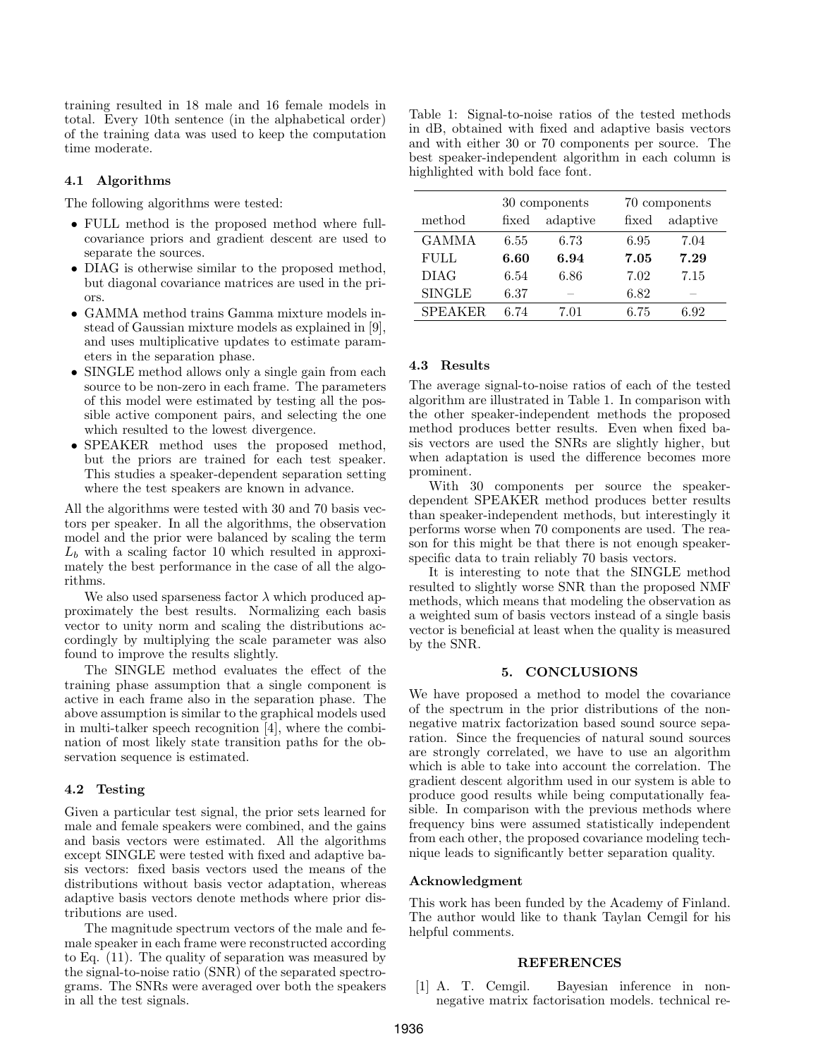training resulted in 18 male and 16 female models in total. Every 10th sentence (in the alphabetical order) of the training data was used to keep the computation time moderate.

### 4.1 Algorithms

The following algorithms were tested:

- FULL method is the proposed method where full-covariance priors and gradient descent are used to separate the sources.
- DIAG is otherwise similar to the proposed method, but diagonal covariance matrices are used in the priors.
- GAMMA method trains Gamma mixture models instead of Gaussian mixture models as explained in [9], and uses multiplicative updates to estimate parameters in the separation phase.
- SINGLE method allows only a single gain from each source to be non-zero in each frame. The parameters of this model were estimated by testing all the possible active component pairs, and selecting the one which resulted to the lowest divergence.
- SPEAKER method uses the proposed method, but the priors are trained for each test speaker. This studies a speaker-dependent separation setting where the test speakers are known in advance.

All the algorithms were tested with 30 and 70 basis vectors per speaker. In all the algorithms, the observation model and the prior were balanced by scaling the term $L_b$ with a scaling factor 10 which resulted in approximately the best performance in the case of all the algorithms.

We also used sparseness factor $\lambda$ which produced approximately the best results. Normalizing each basis vector to unity norm and scaling the distributions accordingly by multiplying the scale parameter was also found to improve the results slightly.

The SINGLE method evaluates the effect of the training phase assumption that a single component is active in each frame also in the separation phase. The above assumption is similar to the graphical models used in multi-talker speech recognition [4], where the combination of most likely state transition paths for the observation sequence is estimated.

### 4.2 Testing

Given a particular test signal, the prior sets learned for male and female speakers were combined, and the gains and basis vectors were estimated. All the algorithms except SINGLE were tested with fixed and adaptive basis vectors: fixed basis vectors used the means of the distributions without basis vector adaptation, whereas adaptive basis vectors denote methods where prior distributions are used.

The magnitude spectrum vectors of the male and female speaker in each frame were reconstructed according to Eq. (11). The quality of separation was measured by the signal-to-noise ratio (SNR) of the separated spectrograms. The SNRs were averaged over both the speakers in all the test signals.

Table 1: Signal-to-noise ratios of the tested methods in dB, obtained with fixed and adaptive basis vectors and with either 30 or 70 components per source. The best speaker-independent algorithm in each column is highlighted with bold face font.

| | 30 components | | 70 components | |
|---|---|---|---|---|
| method | fixed | adaptive | fixed | adaptive |
| GAMMA | 6.55 | 6.73 | 6.95 | 7.04 |
| FULL | **6.60** | **6.94** | **7.05** | **7.29** |
| DIAG | 6.54 | 6.86 | 7.02 | 7.15 |
| SINGLE | 6.37 | – | 6.82 | – |
| SPEAKER | 6.74 | 7.01 | 6.75 | 6.92 |

### 4.3 Results

The average signal-to-noise ratios of each of the tested algorithm are illustrated in Table 1. In comparison with the other speaker-independent methods the proposed method produces better results. Even when fixed basis vectors are used the SNRs are slightly higher, but when adaptation is used the difference becomes more prominent.

With 30 components per source the speaker-dependent SPEAKER method produces better results than speaker-independent methods, but interestingly it performs worse when 70 components are used. The reason for this might be that there is not enough speaker-specific data to train reliably 70 basis vectors.

It is interesting to note that the SINGLE method resulted to slightly worse SNR than the proposed NMF methods, which means that modeling the observation as a weighted sum of basis vectors instead of a single basis vector is beneficial at least when the quality is measured by the SNR.

## 5. CONCLUSIONS

We have proposed a method to model the covariance of the spectrum in the prior distributions of the nonnegative matrix factorization based sound source separation. Since the frequencies of natural sound sources are strongly correlated, we have to use an algorithm which is able to take into account the correlation. The gradient descent algorithm used in our system is able to produce good results while being computationally feasible. In comparison with the previous methods where frequency bins were assumed statistically independent from each other, the proposed covariance modeling technique leads to significantly better separation quality.

### Acknowledgment

This work has been funded by the Academy of Finland. The author would like to thank Taylan Cemgil for his helpful comments.

## REFERENCES

[1] A. T. Cemgil. Bayesian inference in nonnegative matrix factorisation models. technical re-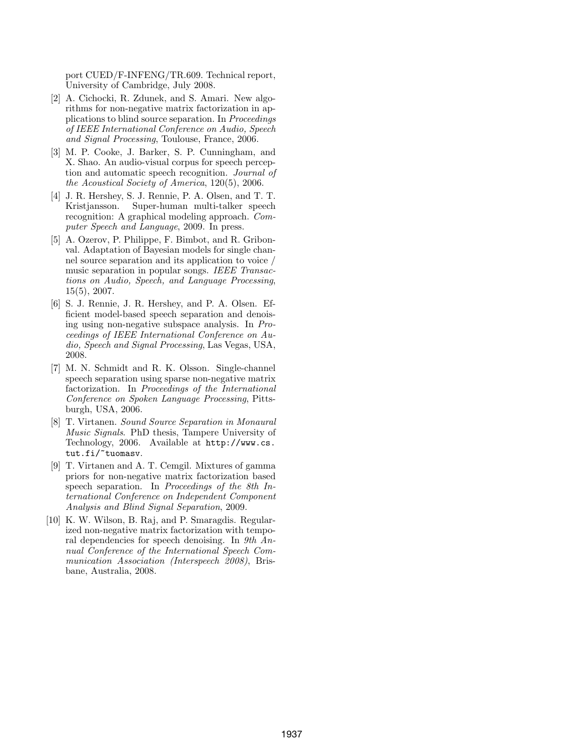port CUED/F-INFENG/TR.609. Technical report, University of Cambridge, July 2008.

[2] A. Cichocki, R. Zdunek, and S. Amari. New algorithms for non-negative matrix factorization in applications to blind source separation. In *Proceedings of IEEE International Conference on Audio, Speech and Signal Processing*, Toulouse, France, 2006.

[3] M. P. Cooke, J. Barker, S. P. Cunningham, and X. Shao. An audio-visual corpus for speech perception and automatic speech recognition. *Journal of the Acoustical Society of America*, 120(5), 2006.

[4] J. R. Hershey, S. J. Rennie, P. A. Olsen, and T. T. Kristjansson. Super-human multi-talker speech recognition: A graphical modeling approach. *Computer Speech and Language*, 2009. In press.

[5] A. Ozerov, P. Philippe, F. Bimbot, and R. Gribonval. Adaptation of Bayesian models for single channel source separation and its application to voice / music separation in popular songs. *IEEE Transactions on Audio, Speech, and Language Processing*, 15(5), 2007.

[6] S. J. Rennie, J. R. Hershey, and P. A. Olsen. Efficient model-based speech separation and denoising using non-negative subspace analysis. In *Proceedings of IEEE International Conference on Audio, Speech and Signal Processing*, Las Vegas, USA, 2008.

[7] M. N. Schmidt and R. K. Olsson. Single-channel speech separation using sparse non-negative matrix factorization. In *Proceedings of the International Conference on Spoken Language Processing*, Pittsburgh, USA, 2006.

[8] T. Virtanen. *Sound Source Separation in Monaural Music Signals*. PhD thesis, Tampere University of Technology, 2006. Available at `http://www.cs.tut.fi/~tuomasv`.

[9] T. Virtanen and A. T. Cemgil. Mixtures of gamma priors for non-negative matrix factorization based speech separation. In *Proceedings of the 8th International Conference on Independent Component Analysis and Blind Signal Separation*, 2009.

[10] K. W. Wilson, B. Raj, and P. Smaragdis. Regularized non-negative matrix factorization with temporal dependencies for speech denoising. In *9th Annual Conference of the International Speech Communication Association (Interspeech 2008)*, Brisbane, Australia, 2008.